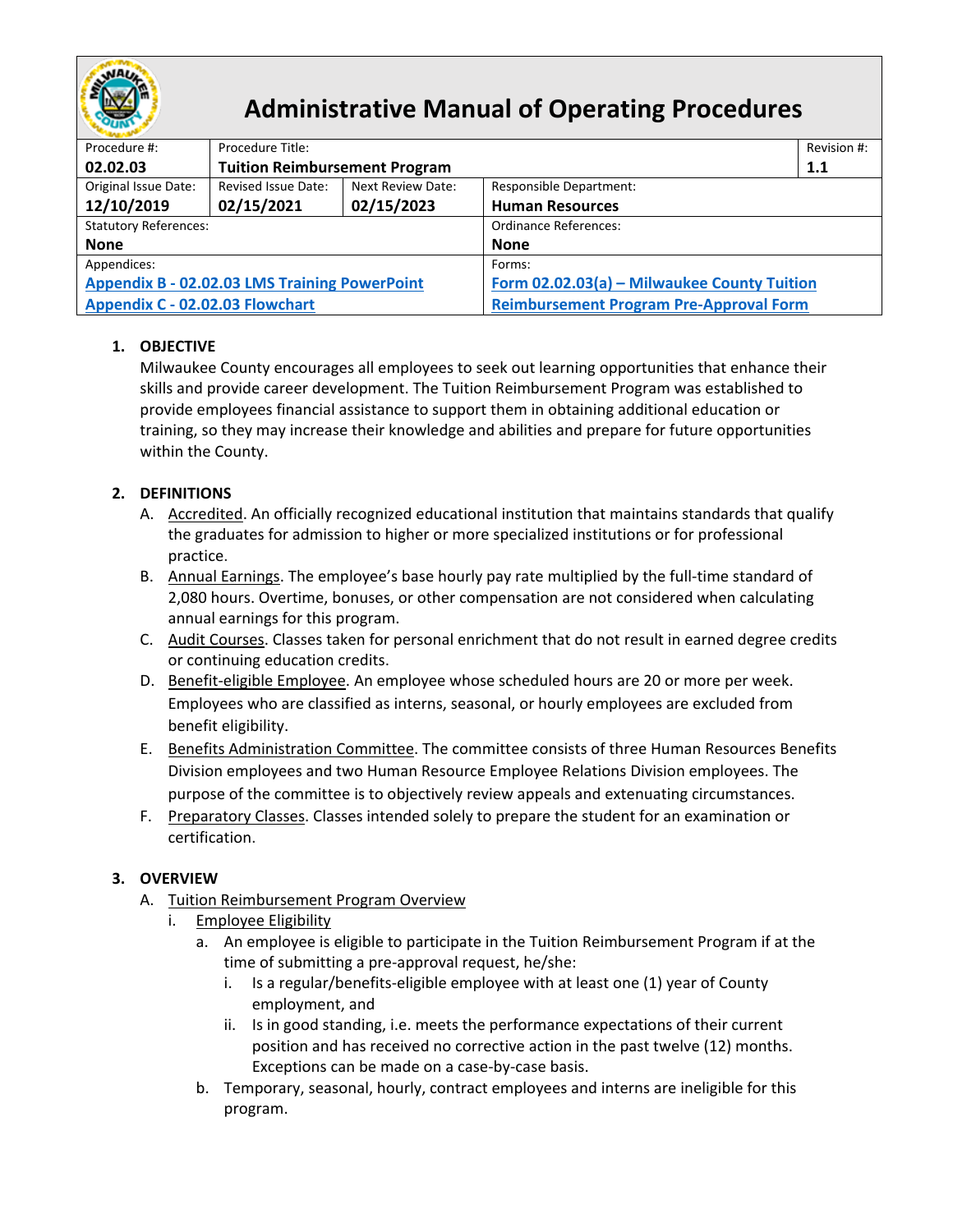# Administrative Manual of Operating Procedures

| Procedure #: | Procedure Title: | | | Revision #: |
|---|---|---|---|---|
| **02.02.03** | **Tuition Reimbursement Program** | | | **1.1** |
| Original Issue Date: **12/10/2019** | Revised Issue Date: **02/15/2021** | Next Review Date: **02/15/2023** | Responsible Department: **Human Resources** | |
| Statutory References: **None** | | | Ordinance References: **None** | |
| Appendices: **Appendix B - 02.02.03 LMS Training PowerPoint** **Appendix C - 02.02.03 Flowchart** | | | Forms: **Form 02.02.03(a) – Milwaukee County Tuition Reimbursement Program Pre-Approval Form** | |

1. **OBJECTIVE**

   Milwaukee County encourages all employees to seek out learning opportunities that enhance their skills and provide career development. The Tuition Reimbursement Program was established to provide employees financial assistance to support them in obtaining additional education or training, so they may increase their knowledge and abilities and prepare for future opportunities within the County.

2. **DEFINITIONS**

   A. Accredited. An officially recognized educational institution that maintains standards that qualify the graduates for admission to higher or more specialized institutions or for professional practice.

   B. Annual Earnings. The employee's base hourly pay rate multiplied by the full-time standard of 2,080 hours. Overtime, bonuses, or other compensation are not considered when calculating annual earnings for this program.

   C. Audit Courses. Classes taken for personal enrichment that do not result in earned degree credits or continuing education credits.

   D. Benefit-eligible Employee. An employee whose scheduled hours are 20 or more per week. Employees who are classified as interns, seasonal, or hourly employees are excluded from benefit eligibility.

   E. Benefits Administration Committee. The committee consists of three Human Resources Benefits Division employees and two Human Resource Employee Relations Division employees. The purpose of the committee is to objectively review appeals and extenuating circumstances.

   F. Preparatory Classes. Classes intended solely to prepare the student for an examination or certification.

3. **OVERVIEW**

   A. Tuition Reimbursement Program Overview

      i. Employee Eligibility

         a. An employee is eligible to participate in the Tuition Reimbursement Program if at the time of submitting a pre-approval request, he/she:

            i. Is a regular/benefits-eligible employee with at least one (1) year of County employment, and

            ii. Is in good standing, i.e. meets the performance expectations of their current position and has received no corrective action in the past twelve (12) months. Exceptions can be made on a case-by-case basis.

         b. Temporary, seasonal, hourly, contract employees and interns are ineligible for this program.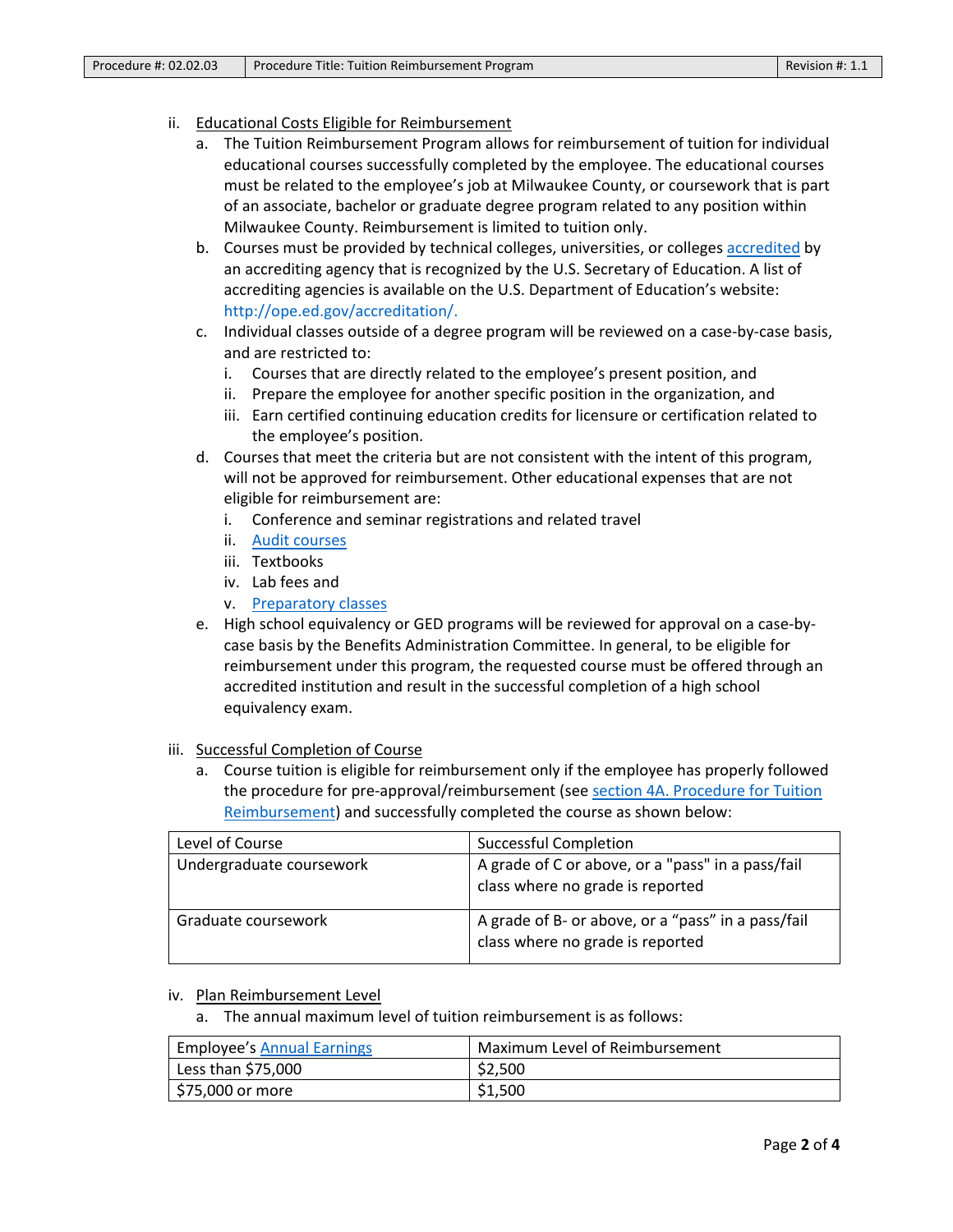ii. Educational Costs Eligible for Reimbursement

a. The Tuition Reimbursement Program allows for reimbursement of tuition for individual educational courses successfully completed by the employee. The educational courses must be related to the employee's job at Milwaukee County, or coursework that is part of an associate, bachelor or graduate degree program related to any position within Milwaukee County. Reimbursement is limited to tuition only.

b. Courses must be provided by technical colleges, universities, or colleges accredited by an accrediting agency that is recognized by the U.S. Secretary of Education. A list of accrediting agencies is available on the U.S. Department of Education's website: http://ope.ed.gov/accreditation/.

c. Individual classes outside of a degree program will be reviewed on a case-by-case basis, and are restricted to:
   i. Courses that are directly related to the employee's present position, and
   ii. Prepare the employee for another specific position in the organization, and
   iii. Earn certified continuing education credits for licensure or certification related to the employee's position.

d. Courses that meet the criteria but are not consistent with the intent of this program, will not be approved for reimbursement. Other educational expenses that are not eligible for reimbursement are:
   i. Conference and seminar registrations and related travel
   ii. Audit courses
   iii. Textbooks
   iv. Lab fees and
   v. Preparatory classes

e. High school equivalency or GED programs will be reviewed for approval on a case-by-case basis by the Benefits Administration Committee. In general, to be eligible for reimbursement under this program, the requested course must be offered through an accredited institution and result in the successful completion of a high school equivalency exam.

iii. Successful Completion of Course

a. Course tuition is eligible for reimbursement only if the employee has properly followed the procedure for pre-approval/reimbursement (see section 4A. Procedure for Tuition Reimbursement) and successfully completed the course as shown below:

| Level of Course | Successful Completion |
|---|---|
| Undergraduate coursework | A grade of C or above, or a "pass" in a pass/fail class where no grade is reported |
| Graduate coursework | A grade of B- or above, or a "pass" in a pass/fail class where no grade is reported |

iv. Plan Reimbursement Level

a. The annual maximum level of tuition reimbursement is as follows:

| Employee's Annual Earnings | Maximum Level of Reimbursement |
|---|---|
| Less than $75,000 | $2,500 |
| $75,000 or more | $1,500 |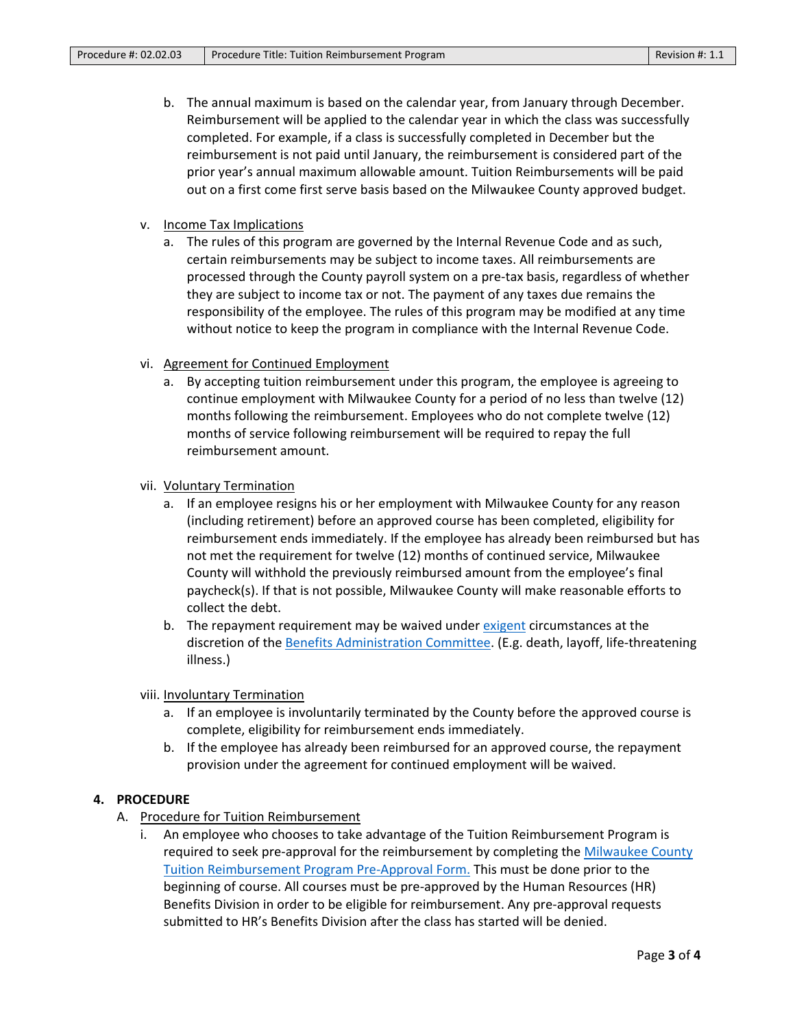b. The annual maximum is based on the calendar year, from January through December. Reimbursement will be applied to the calendar year in which the class was successfully completed. For example, if a class is successfully completed in December but the reimbursement is not paid until January, the reimbursement is considered part of the prior year's annual maximum allowable amount. Tuition Reimbursements will be paid out on a first come first serve basis based on the Milwaukee County approved budget.

v. Income Tax Implications

a. The rules of this program are governed by the Internal Revenue Code and as such, certain reimbursements may be subject to income taxes. All reimbursements are processed through the County payroll system on a pre-tax basis, regardless of whether they are subject to income tax or not. The payment of any taxes due remains the responsibility of the employee. The rules of this program may be modified at any time without notice to keep the program in compliance with the Internal Revenue Code.

vi. Agreement for Continued Employment

a. By accepting tuition reimbursement under this program, the employee is agreeing to continue employment with Milwaukee County for a period of no less than twelve (12) months following the reimbursement. Employees who do not complete twelve (12) months of service following reimbursement will be required to repay the full reimbursement amount.

vii. Voluntary Termination

a. If an employee resigns his or her employment with Milwaukee County for any reason (including retirement) before an approved course has been completed, eligibility for reimbursement ends immediately. If the employee has already been reimbursed but has not met the requirement for twelve (12) months of continued service, Milwaukee County will withhold the previously reimbursed amount from the employee's final paycheck(s). If that is not possible, Milwaukee County will make reasonable efforts to collect the debt.

b. The repayment requirement may be waived under exigent circumstances at the discretion of the Benefits Administration Committee. (E.g. death, layoff, life-threatening illness.)

viii. Involuntary Termination

a. If an employee is involuntarily terminated by the County before the approved course is complete, eligibility for reimbursement ends immediately.

b. If the employee has already been reimbursed for an approved course, the repayment provision under the agreement for continued employment will be waived.

## 4. PROCEDURE

A. Procedure for Tuition Reimbursement

i. An employee who chooses to take advantage of the Tuition Reimbursement Program is required to seek pre-approval for the reimbursement by completing the Milwaukee County Tuition Reimbursement Program Pre-Approval Form. This must be done prior to the beginning of course. All courses must be pre-approved by the Human Resources (HR) Benefits Division in order to be eligible for reimbursement. Any pre-approval requests submitted to HR's Benefits Division after the class has started will be denied.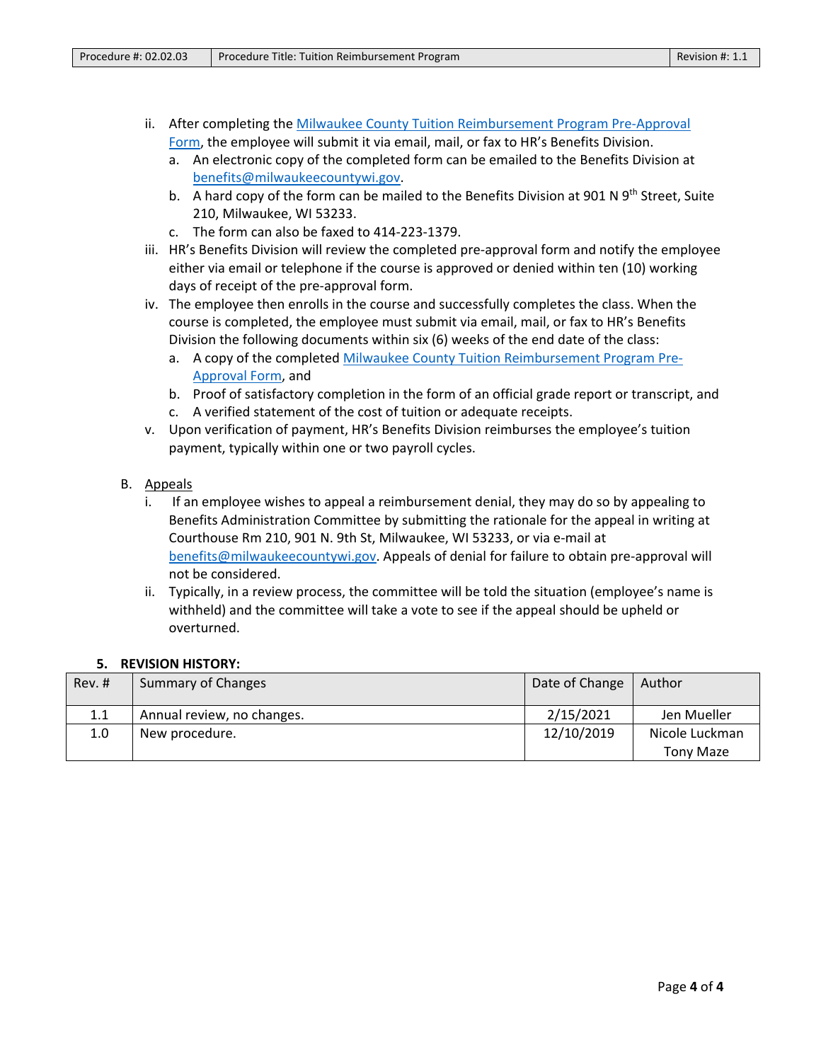ii. After completing the Milwaukee County Tuition Reimbursement Program Pre-Approval Form, the employee will submit it via email, mail, or fax to HR's Benefits Division.
   a. An electronic copy of the completed form can be emailed to the Benefits Division at benefits@milwaukeecountywi.gov.
   b. A hard copy of the form can be mailed to the Benefits Division at 901 N 9th Street, Suite 210, Milwaukee, WI 53233.
   c. The form can also be faxed to 414-223-1379.

iii. HR's Benefits Division will review the completed pre-approval form and notify the employee either via email or telephone if the course is approved or denied within ten (10) working days of receipt of the pre-approval form.

iv. The employee then enrolls in the course and successfully completes the class. When the course is completed, the employee must submit via email, mail, or fax to HR's Benefits Division the following documents within six (6) weeks of the end date of the class:
   a. A copy of the completed Milwaukee County Tuition Reimbursement Program Pre-Approval Form, and
   b. Proof of satisfactory completion in the form of an official grade report or transcript, and
   c. A verified statement of the cost of tuition or adequate receipts.

v. Upon verification of payment, HR's Benefits Division reimburses the employee's tuition payment, typically within one or two payroll cycles.

B. Appeals

i. If an employee wishes to appeal a reimbursement denial, they may do so by appealing to Benefits Administration Committee by submitting the rationale for the appeal in writing at Courthouse Rm 210, 901 N. 9th St, Milwaukee, WI 53233, or via e-mail at benefits@milwaukeecountywi.gov. Appeals of denial for failure to obtain pre-approval will not be considered.

ii. Typically, in a review process, the committee will be told the situation (employee's name is withheld) and the committee will take a vote to see if the appeal should be upheld or overturned.

## 5. REVISION HISTORY:

| Rev. # | Summary of Changes | Date of Change | Author |
|---|---|---|---|
| 1.1 | Annual review, no changes. | 2/15/2021 | Jen Mueller |
| 1.0 | New procedure. | 12/10/2019 | Nicole Luckman<br>Tony Maze |